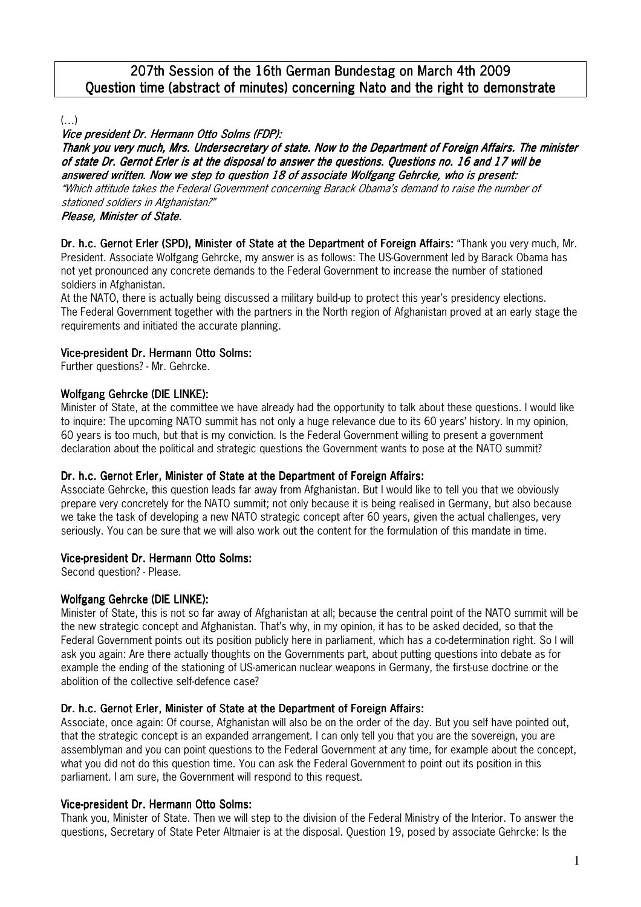# 207th Session of the 16th German Bundestag on March 4th 2009
# Question time (abstract of minutes) concerning Nato and the right to demonstrate

(…)

***Vice president Dr. Hermann Otto Solms (FDP):***
***Thank you very much, Mrs. Undersecretary of state. Now to the Department of Foreign Affairs. The minister of state Dr. Gernot Erler is at the disposal to answer the questions. Questions no. 16 and 17 will be answered written. Now we step to question 18 of associate Wolfgang Gehrcke, who is present:***
*"Which attitude takes the Federal Government concerning Barack Obama's demand to raise the number of stationed soldiers in Afghanistan?"*
***Please, Minister of State.***

**Dr. h.c. Gernot Erler (SPD), Minister of State at the Department of Foreign Affairs:** "Thank you very much, Mr. President. Associate Wolfgang Gehrcke, my answer is as follows: The US-Government led by Barack Obama has not yet pronounced any concrete demands to the Federal Government to increase the number of stationed soldiers in Afghanistan.
At the NATO, there is actually being discussed a military build-up to protect this year's presidency elections. The Federal Government together with the partners in the North region of Afghanistan proved at an early stage the requirements and initiated the accurate planning.

**Vice-president Dr. Hermann Otto Solms:**
Further questions? - Mr. Gehrcke.

**Wolfgang Gehrcke (DIE LINKE):**
Minister of State, at the committee we have already had the opportunity to talk about these questions. I would like to inquire: The upcoming NATO summit has not only a huge relevance due to its 60 years' history. In my opinion, 60 years is too much, but that is my conviction. Is the Federal Government willing to present a government declaration about the political and strategic questions the Government wants to pose at the NATO summit?

**Dr. h.c. Gernot Erler, Minister of State at the Department of Foreign Affairs:**
Associate Gehrcke, this question leads far away from Afghanistan. But I would like to tell you that we obviously prepare very concretely for the NATO summit; not only because it is being realised in Germany, but also because we take the task of developing a new NATO strategic concept after 60 years, given the actual challenges, very seriously. You can be sure that we will also work out the content for the formulation of this mandate in time.

**Vice-president Dr. Hermann Otto Solms:**
Second question? - Please.

**Wolfgang Gehrcke (DIE LINKE):**
Minister of State, this is not so far away of Afghanistan at all; because the central point of the NATO summit will be the new strategic concept and Afghanistan. That's why, in my opinion, it has to be asked decided, so that the Federal Government points out its position publicly here in parliament, which has a co-determination right. So I will ask you again: Are there actually thoughts on the Governments part, about putting questions into debate as for example the ending of the stationing of US-american nuclear weapons in Germany, the first-use doctrine or the abolition of the collective self-defence case?

**Dr. h.c. Gernot Erler, Minister of State at the Department of Foreign Affairs:**
Associate, once again: Of course, Afghanistan will also be on the order of the day. But you self have pointed out, that the strategic concept is an expanded arrangement. I can only tell you that you are the sovereign, you are assemblyman and you can point questions to the Federal Government at any time, for example about the concept, what you did not do this question time. You can ask the Federal Government to point out its position in this parliament. I am sure, the Government will respond to this request.

**Vice-president Dr. Hermann Otto Solms:**
Thank you, Minister of State. Then we will step to the division of the Federal Ministry of the Interior. To answer the questions, Secretary of State Peter Altmaier is at the disposal. Question 19, posed by associate Gehrcke: Is the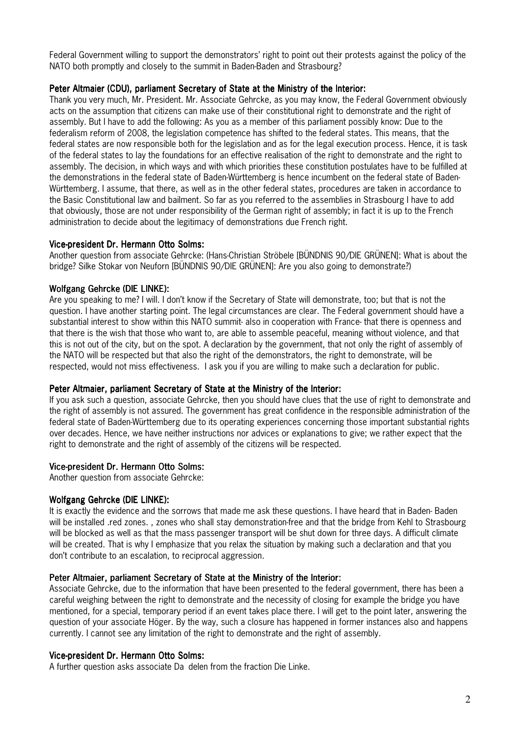Federal Government willing to support the demonstrators' right to point out their protests against the policy of the NATO both promptly and closely to the summit in Baden-Baden and Strasbourg?

**Peter Altmaier (CDU), parliament Secretary of State at the Ministry of the Interior:**

Thank you very much, Mr. President. Mr. Associate Gehrcke, as you may know, the Federal Government obviously acts on the assumption that citizens can make use of their constitutional right to demonstrate and the right of assembly. But I have to add the following: As you as a member of this parliament possibly know: Due to the federalism reform of 2008, the legislation competence has shifted to the federal states. This means, that the federal states are now responsible both for the legislation and as for the legal execution process. Hence, it is task of the federal states to lay the foundations for an effective realisation of the right to demonstrate and the right to assembly. The decision, in which ways and with which priorities these constitution postulates have to be fulfilled at the demonstrations in the federal state of Baden-Württemberg is hence incumbent on the federal state of Baden-Württemberg. I assume, that there, as well as in the other federal states, procedures are taken in accordance to the Basic Constitutional law and bailment. So far as you referred to the assemblies in Strasbourg I have to add that obviously, those are not under responsibility of the German right of assembly; in fact it is up to the French administration to decide about the legitimacy of demonstrations due French right.

**Vice-president Dr. Hermann Otto Solms:**

Another question from associate Gehrcke: (Hans-Christian Ströbele [BÜNDNIS 90/DIE GRÜNEN]: What is about the bridge? Silke Stokar von Neuforn [BÜNDNIS 90/DIE GRÜNEN]: Are you also going to demonstrate?)

**Wolfgang Gehrcke (DIE LINKE):**

Are you speaking to me? I will. I don't know if the Secretary of State will demonstrate, too; but that is not the question. I have another starting point. The legal circumstances are clear. The Federal government should have a substantial interest to show within this NATO summit- also in cooperation with France- that there is openness and that there is the wish that those who want to, are able to assemble peaceful, meaning without violence, and that this is not out of the city, but on the spot. A declaration by the government, that not only the right of assembly of the NATO will be respected but that also the right of the demonstrators, the right to demonstrate, will be respected, would not miss effectiveness. I ask you if you are willing to make such a declaration for public.

**Peter Altmaier, parliament Secretary of State at the Ministry of the Interior:**

If you ask such a question, associate Gehrcke, then you should have clues that the use of right to demonstrate and the right of assembly is not assured. The government has great confidence in the responsible administration of the federal state of Baden-Württemberg due to its operating experiences concerning those important substantial rights over decades. Hence, we have neither instructions nor advices or explanations to give; we rather expect that the right to demonstrate and the right of assembly of the citizens will be respected.

**Vice-president Dr. Hermann Otto Solms:**

Another question from associate Gehrcke:

**Wolfgang Gehrcke (DIE LINKE):**

It is exactly the evidence and the sorrows that made me ask these questions. I have heard that in Baden- Baden will be installed .red zones. , zones who shall stay demonstration-free and that the bridge from Kehl to Strasbourg will be blocked as well as that the mass passenger transport will be shut down for three days. A difficult climate will be created. That is why I emphasize that you relax the situation by making such a declaration and that you don't contribute to an escalation, to reciprocal aggression.

**Peter Altmaier, parliament Secretary of State at the Ministry of the Interior:**

Associate Gehrcke, due to the information that have been presented to the federal government, there has been a careful weighing between the right to demonstrate and the necessity of closing for example the bridge you have mentioned, for a special, temporary period if an event takes place there. I will get to the point later, answering the question of your associate Höger. By the way, such a closure has happened in former instances also and happens currently. I cannot see any limitation of the right to demonstrate and the right of assembly.

**Vice-president Dr. Hermann Otto Solms:**

A further question asks associate Da delen from the fraction Die Linke.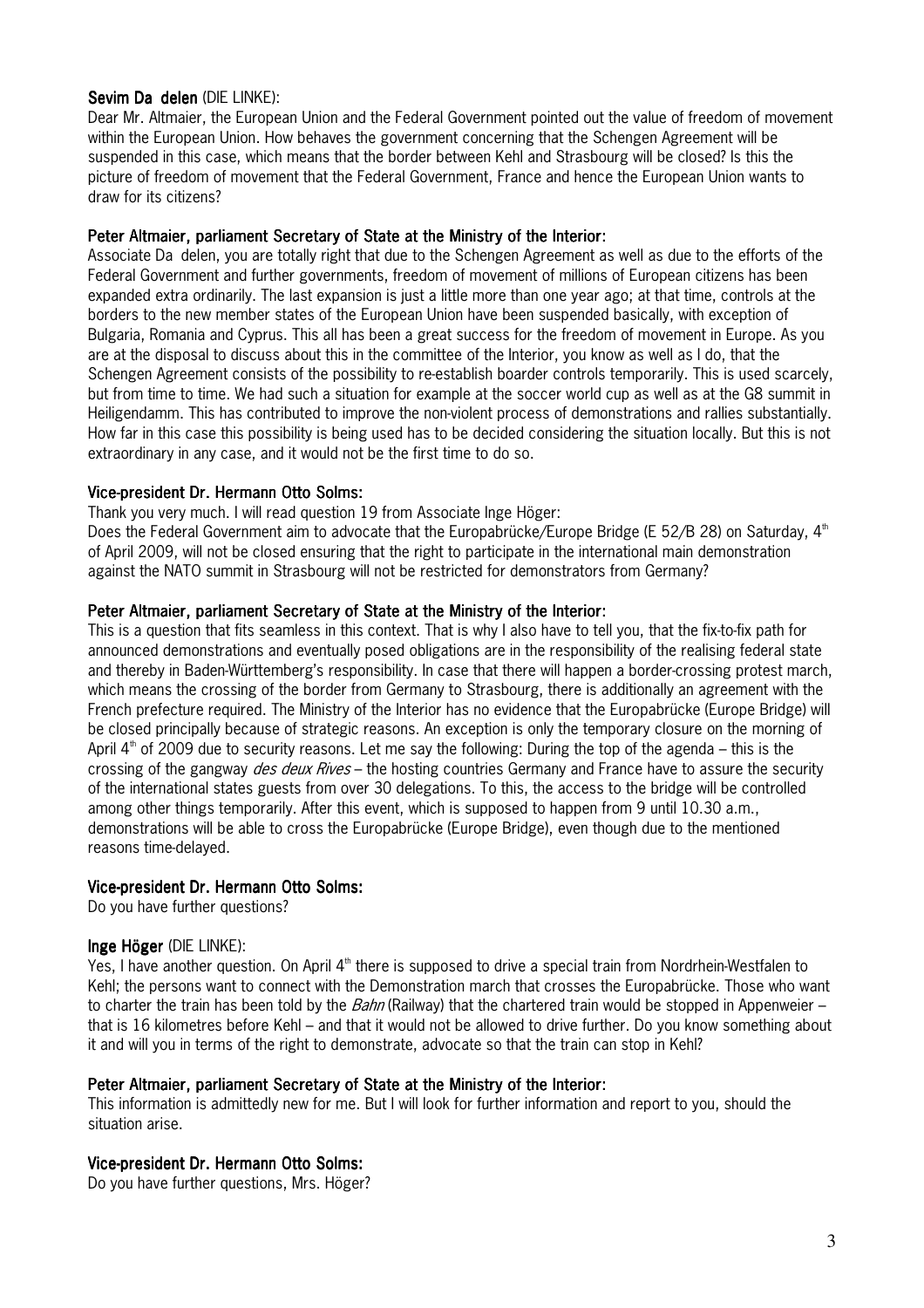**Sevim Da delen** (DIE LINKE):
Dear Mr. Altmaier, the European Union and the Federal Government pointed out the value of freedom of movement within the European Union. How behaves the government concerning that the Schengen Agreement will be suspended in this case, which means that the border between Kehl and Strasbourg will be closed? Is this the picture of freedom of movement that the Federal Government, France and hence the European Union wants to draw for its citizens?

**Peter Altmaier, parliament Secretary of State at the Ministry of the Interior:**
Associate Da delen, you are totally right that due to the Schengen Agreement as well as due to the efforts of the Federal Government and further governments, freedom of movement of millions of European citizens has been expanded extra ordinarily. The last expansion is just a little more than one year ago; at that time, controls at the borders to the new member states of the European Union have been suspended basically, with exception of Bulgaria, Romania and Cyprus. This all has been a great success for the freedom of movement in Europe. As you are at the disposal to discuss about this in the committee of the Interior, you know as well as I do, that the Schengen Agreement consists of the possibility to re-establish boarder controls temporarily. This is used scarcely, but from time to time. We had such a situation for example at the soccer world cup as well as at the G8 summit in Heiligendamm. This has contributed to improve the non-violent process of demonstrations and rallies substantially. How far in this case this possibility is being used has to be decided considering the situation locally. But this is not extraordinary in any case, and it would not be the first time to do so.

**Vice-president Dr. Hermann Otto Solms:**
Thank you very much. I will read question 19 from Associate Inge Höger:
Does the Federal Government aim to advocate that the Europabrücke/Europe Bridge (E 52/B 28) on Saturday, 4th of April 2009, will not be closed ensuring that the right to participate in the international main demonstration against the NATO summit in Strasbourg will not be restricted for demonstrators from Germany?

**Peter Altmaier, parliament Secretary of State at the Ministry of the Interior:**
This is a question that fits seamless in this context. That is why I also have to tell you, that the fix-to-fix path for announced demonstrations and eventually posed obligations are in the responsibility of the realising federal state and thereby in Baden-Württemberg's responsibility. In case that there will happen a border-crossing protest march, which means the crossing of the border from Germany to Strasbourg, there is additionally an agreement with the French prefecture required. The Ministry of the Interior has no evidence that the Europabrücke (Europe Bridge) will be closed principally because of strategic reasons. An exception is only the temporary closure on the morning of April 4th of 2009 due to security reasons. Let me say the following: During the top of the agenda – this is the crossing of the gangway *des deux Rives* – the hosting countries Germany and France have to assure the security of the international states guests from over 30 delegations. To this, the access to the bridge will be controlled among other things temporarily. After this event, which is supposed to happen from 9 until 10.30 a.m., demonstrations will be able to cross the Europabrücke (Europe Bridge), even though due to the mentioned reasons time-delayed.

**Vice-president Dr. Hermann Otto Solms:**
Do you have further questions?

**Inge Höger** (DIE LINKE):
Yes, I have another question. On April 4th there is supposed to drive a special train from Nordrhein-Westfalen to Kehl; the persons want to connect with the Demonstration march that crosses the Europabrücke. Those who want to charter the train has been told by the *Bahn* (Railway) that the chartered train would be stopped in Appenweier – that is 16 kilometres before Kehl – and that it would not be allowed to drive further. Do you know something about it and will you in terms of the right to demonstrate, advocate so that the train can stop in Kehl?

**Peter Altmaier, parliament Secretary of State at the Ministry of the Interior:**
This information is admittedly new for me. But I will look for further information and report to you, should the situation arise.

**Vice-president Dr. Hermann Otto Solms:**
Do you have further questions, Mrs. Höger?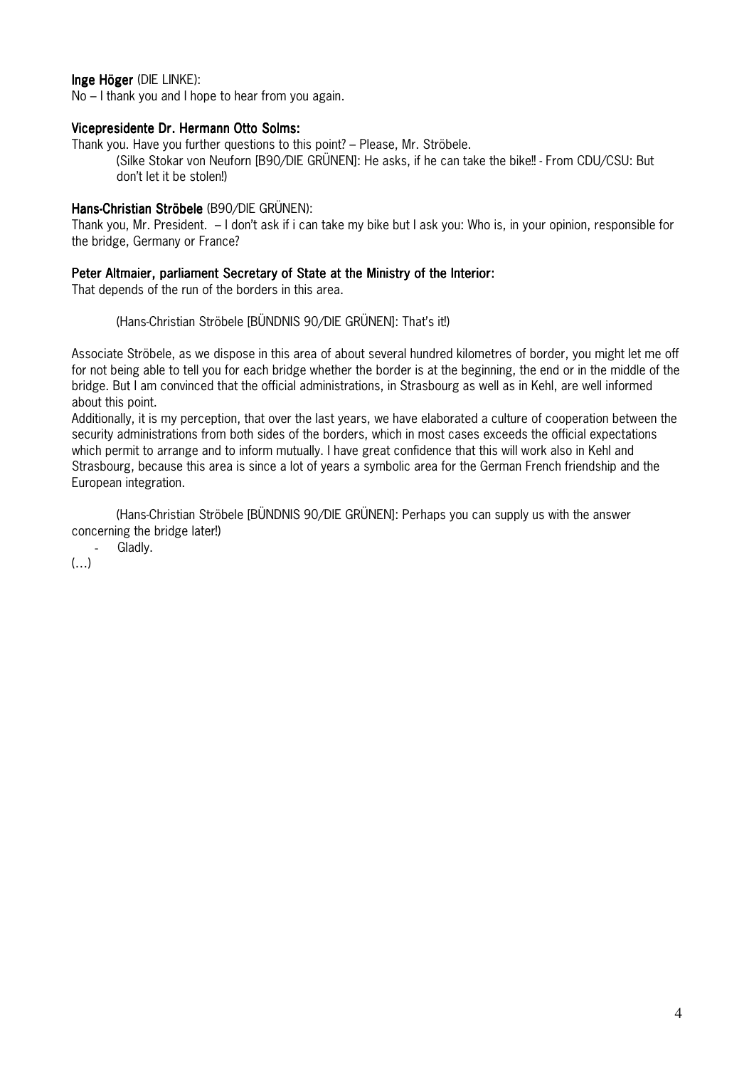**Inge Höger** (DIE LINKE):
No – I thank you and I hope to hear from you again.

**Vicepresidente Dr. Hermann Otto Solms:**
Thank you. Have you further questions to this point? – Please, Mr. Ströbele.

> (Silke Stokar von Neuforn [B90/DIE GRÜNEN]: He asks, if he can take the bike!! - From CDU/CSU: But don't let it be stolen!)

**Hans-Christian Ströbele** (B90/DIE GRÜNEN):
Thank you, Mr. President. – I don't ask if i can take my bike but I ask you: Who is, in your opinion, responsible for the bridge, Germany or France?

**Peter Altmaier, parliament Secretary of State at the Ministry of the Interior:**
That depends of the run of the borders in this area.

> (Hans-Christian Ströbele [BÜNDNIS 90/DIE GRÜNEN]: That's it!)

Associate Ströbele, as we dispose in this area of about several hundred kilometres of border, you might let me off for not being able to tell you for each bridge whether the border is at the beginning, the end or in the middle of the bridge. But I am convinced that the official administrations, in Strasbourg as well as in Kehl, are well informed about this point.

Additionally, it is my perception, that over the last years, we have elaborated a culture of cooperation between the security administrations from both sides of the borders, which in most cases exceeds the official expectations which permit to arrange and to inform mutually. I have great confidence that this will work also in Kehl and Strasbourg, because this area is since a lot of years a symbolic area for the German French friendship and the European integration.

> (Hans-Christian Ströbele [BÜNDNIS 90/DIE GRÜNEN]: Perhaps you can supply us with the answer concerning the bridge later!)

- Gladly.

(…)